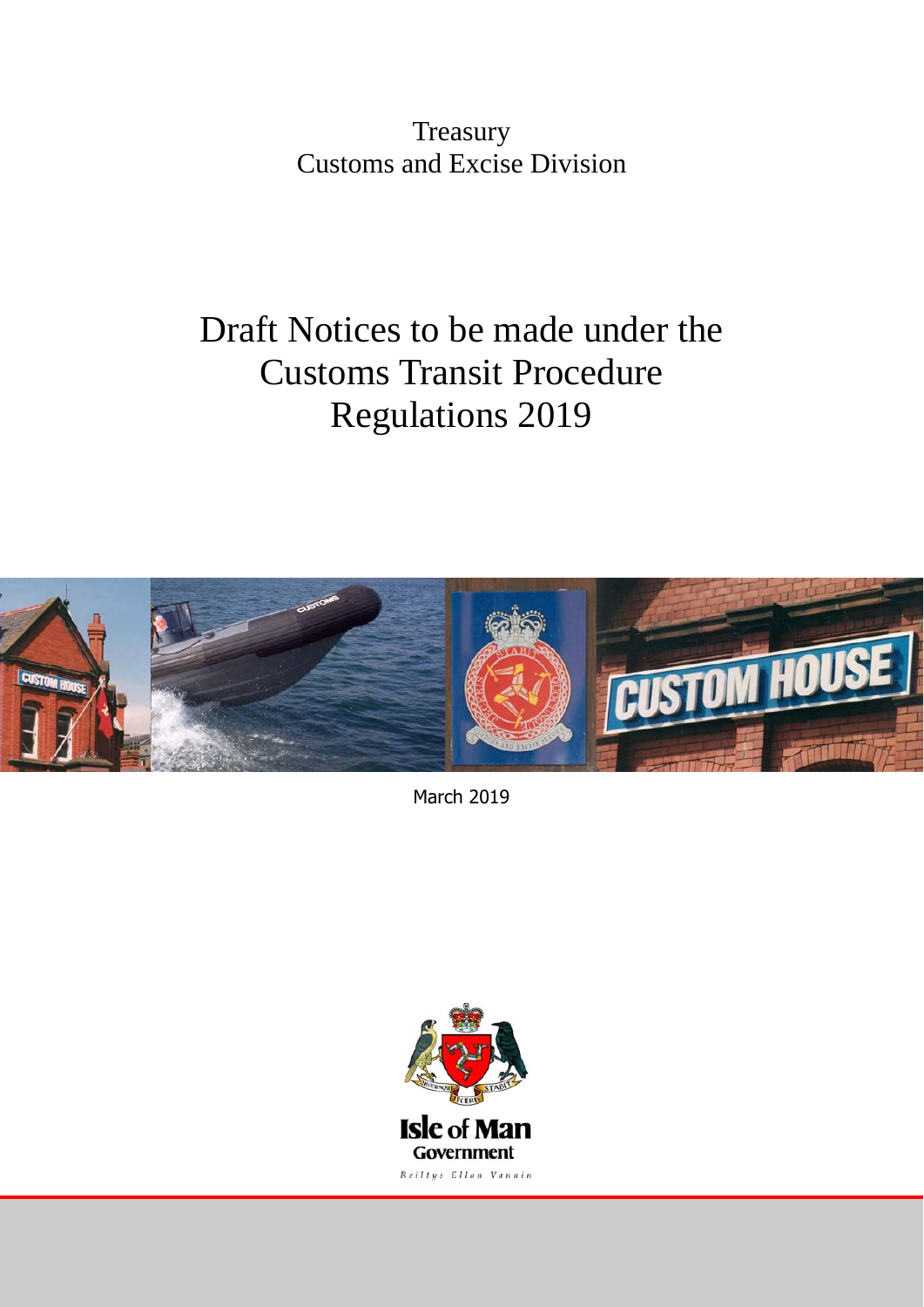Treasury
Customs and Excise Division

# Draft Notices to be made under the Customs Transit Procedure Regulations 2019

March 2019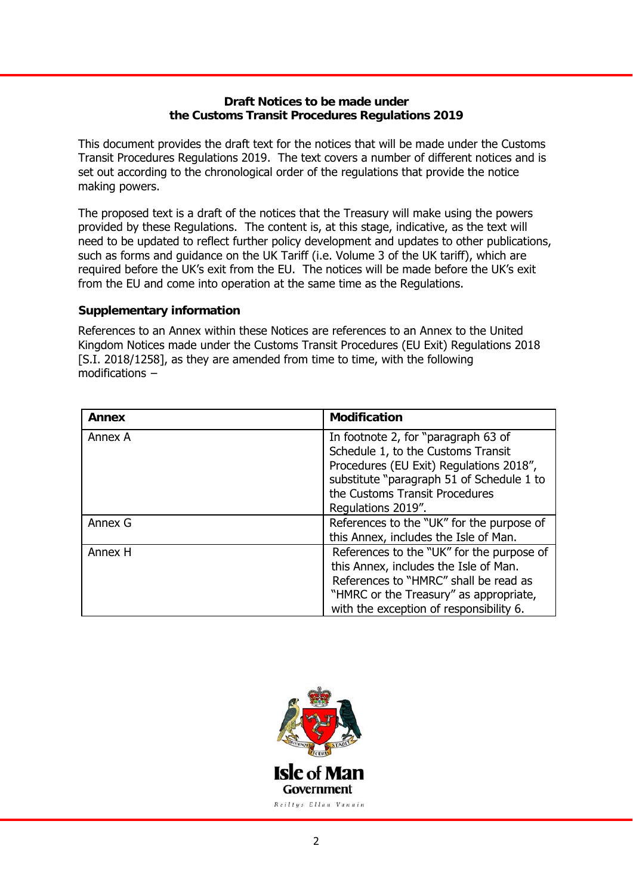## Draft Notices to be made under the Customs Transit Procedures Regulations 2019

This document provides the draft text for the notices that will be made under the Customs Transit Procedures Regulations 2019. The text covers a number of different notices and is set out according to the chronological order of the regulations that provide the notice making powers.

The proposed text is a draft of the notices that the Treasury will make using the powers provided by these Regulations. The content is, at this stage, indicative, as the text will need to be updated to reflect further policy development and updates to other publications, such as forms and guidance on the UK Tariff (i.e. Volume 3 of the UK tariff), which are required before the UK's exit from the EU. The notices will be made before the UK's exit from the EU and come into operation at the same time as the Regulations.

### Supplementary information

References to an Annex within these Notices are references to an Annex to the United Kingdom Notices made under the Customs Transit Procedures (EU Exit) Regulations 2018 [S.I. 2018/1258], as they are amended from time to time, with the following modifications –

| Annex | Modification |
|---|---|
| Annex A | In footnote 2, for "paragraph 63 of Schedule 1, to the Customs Transit Procedures (EU Exit) Regulations 2018", substitute "paragraph 51 of Schedule 1 to the Customs Transit Procedures Regulations 2019". |
| Annex G | References to the "UK" for the purpose of this Annex, includes the Isle of Man. |
| Annex H | References to the "UK" for the purpose of this Annex, includes the Isle of Man. References to "HMRC" shall be read as "HMRC or the Treasury" as appropriate, with the exception of responsibility 6. |

Isle of Man Government

Reiltys Ellan Vannin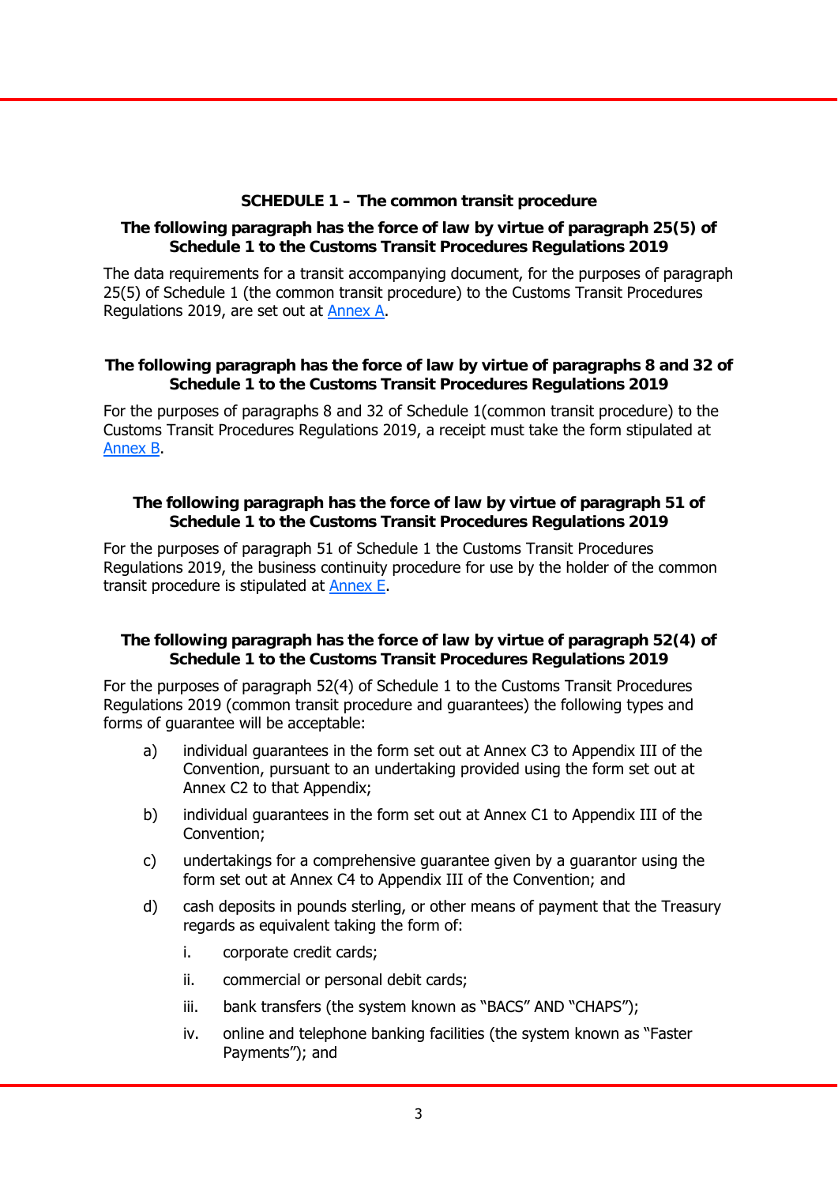## SCHEDULE 1 – The common transit procedure

**The following paragraph has the force of law by virtue of paragraph 25(5) of Schedule 1 to the Customs Transit Procedures Regulations 2019**

The data requirements for a transit accompanying document, for the purposes of paragraph 25(5) of Schedule 1 (the common transit procedure) to the Customs Transit Procedures Regulations 2019, are set out at Annex A.

**The following paragraph has the force of law by virtue of paragraphs 8 and 32 of Schedule 1 to the Customs Transit Procedures Regulations 2019**

For the purposes of paragraphs 8 and 32 of Schedule 1(common transit procedure) to the Customs Transit Procedures Regulations 2019, a receipt must take the form stipulated at Annex B.

**The following paragraph has the force of law by virtue of paragraph 51 of Schedule 1 to the Customs Transit Procedures Regulations 2019**

For the purposes of paragraph 51 of Schedule 1 the Customs Transit Procedures Regulations 2019, the business continuity procedure for use by the holder of the common transit procedure is stipulated at Annex E.

**The following paragraph has the force of law by virtue of paragraph 52(4) of Schedule 1 to the Customs Transit Procedures Regulations 2019**

For the purposes of paragraph 52(4) of Schedule 1 to the Customs Transit Procedures Regulations 2019 (common transit procedure and guarantees) the following types and forms of guarantee will be acceptable:

a) individual guarantees in the form set out at Annex C3 to Appendix III of the Convention, pursuant to an undertaking provided using the form set out at Annex C2 to that Appendix;

b) individual guarantees in the form set out at Annex C1 to Appendix III of the Convention;

c) undertakings for a comprehensive guarantee given by a guarantor using the form set out at Annex C4 to Appendix III of the Convention; and

d) cash deposits in pounds sterling, or other means of payment that the Treasury regards as equivalent taking the form of:

   i. corporate credit cards;

   ii. commercial or personal debit cards;

   iii. bank transfers (the system known as "BACS" AND "CHAPS");

   iv. online and telephone banking facilities (the system known as "Faster Payments"); and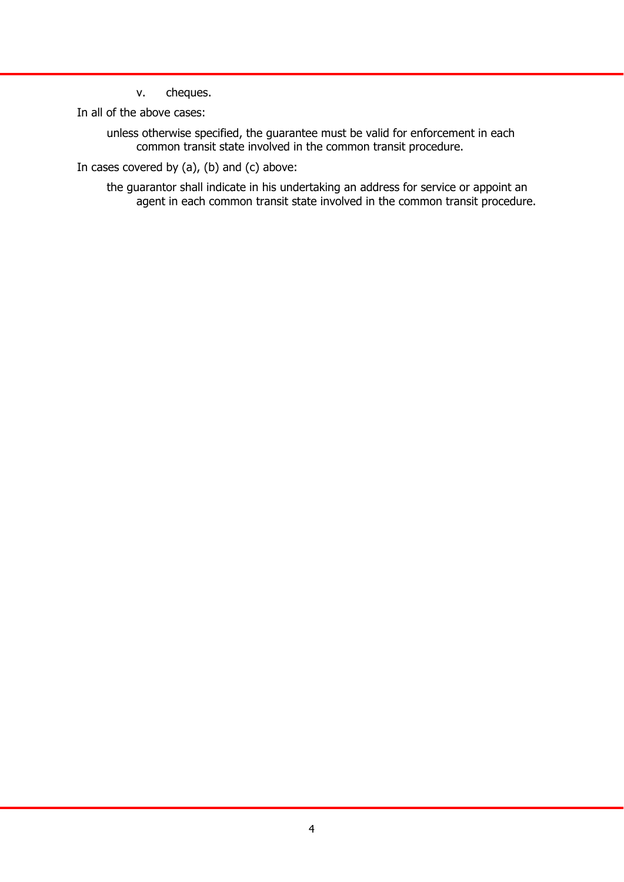v. cheques.

In all of the above cases:

> unless otherwise specified, the guarantee must be valid for enforcement in each common transit state involved in the common transit procedure.

In cases covered by (a), (b) and (c) above:

> the guarantor shall indicate in his undertaking an address for service or appoint an agent in each common transit state involved in the common transit procedure.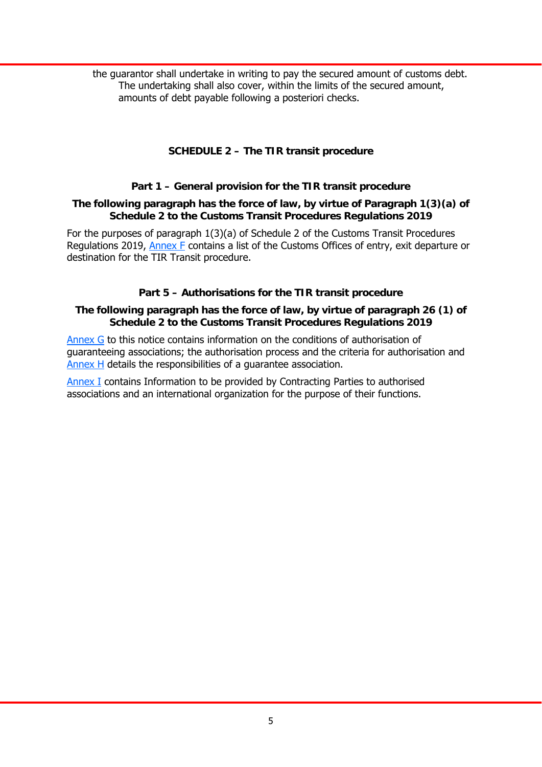the guarantor shall undertake in writing to pay the secured amount of customs debt. The undertaking shall also cover, within the limits of the secured amount, amounts of debt payable following a posteriori checks.

## SCHEDULE 2 – The TIR transit procedure

### Part 1 – General provision for the TIR transit procedure

**The following paragraph has the force of law, by virtue of Paragraph 1(3)(a) of Schedule 2 to the Customs Transit Procedures Regulations 2019**

For the purposes of paragraph 1(3)(a) of Schedule 2 of the Customs Transit Procedures Regulations 2019, Annex F contains a list of the Customs Offices of entry, exit departure or destination for the TIR Transit procedure.

### Part 5 – Authorisations for the TIR transit procedure

**The following paragraph has the force of law, by virtue of paragraph 26 (1) of Schedule 2 to the Customs Transit Procedures Regulations 2019**

Annex G to this notice contains information on the conditions of authorisation of guaranteeing associations; the authorisation process and the criteria for authorisation and Annex H details the responsibilities of a guarantee association.

Annex I contains Information to be provided by Contracting Parties to authorised associations and an international organization for the purpose of their functions.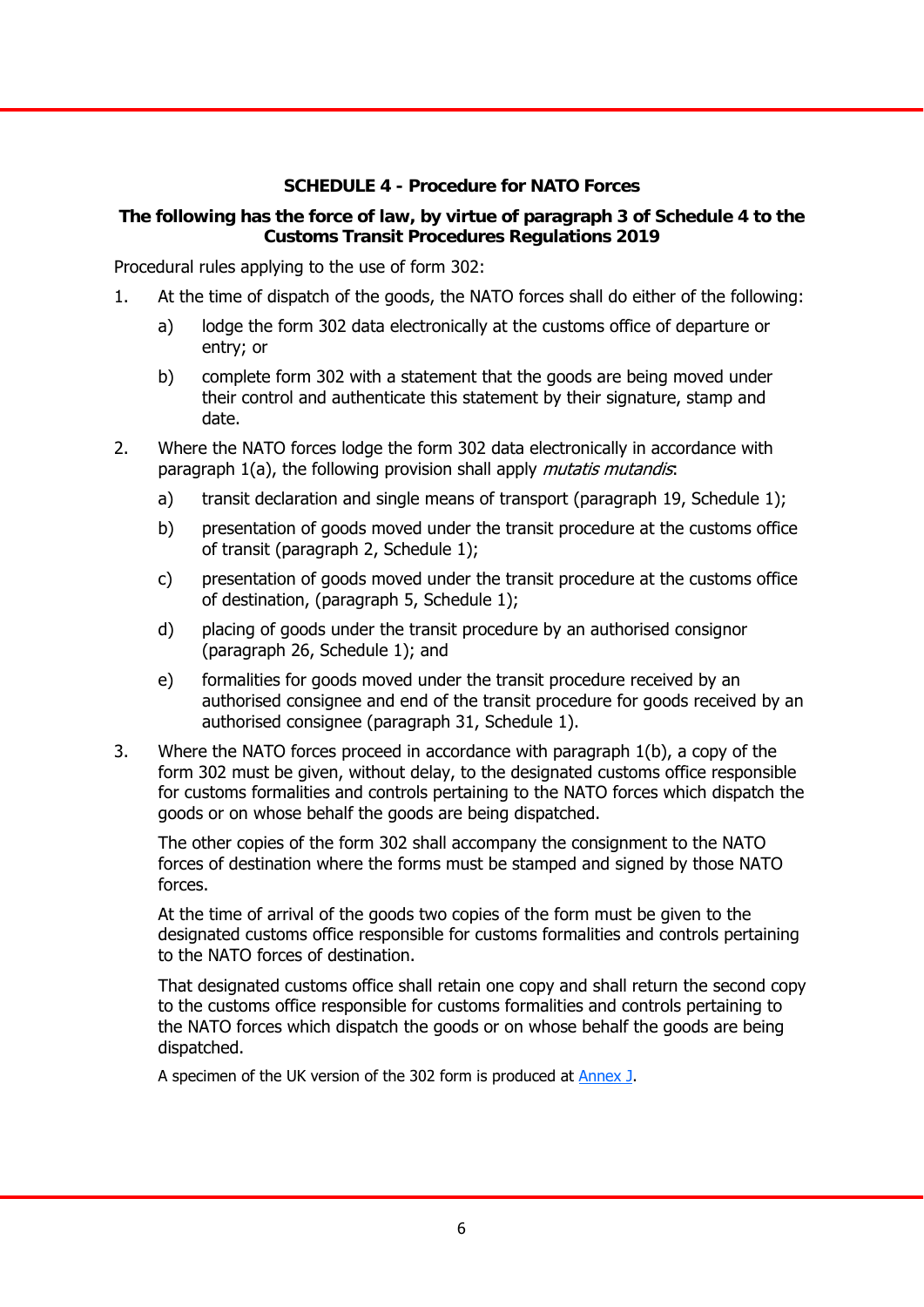### SCHEDULE 4 - Procedure for NATO Forces

**The following has the force of law, by virtue of paragraph 3 of Schedule 4 to the Customs Transit Procedures Regulations 2019**

Procedural rules applying to the use of form 302:

1. At the time of dispatch of the goods, the NATO forces shall do either of the following:
   a) lodge the form 302 data electronically at the customs office of departure or entry; or
   b) complete form 302 with a statement that the goods are being moved under their control and authenticate this statement by their signature, stamp and date.
2. Where the NATO forces lodge the form 302 data electronically in accordance with paragraph 1(a), the following provision shall apply *mutatis mutandis*:
   a) transit declaration and single means of transport (paragraph 19, Schedule 1);
   b) presentation of goods moved under the transit procedure at the customs office of transit (paragraph 2, Schedule 1);
   c) presentation of goods moved under the transit procedure at the customs office of destination, (paragraph 5, Schedule 1);
   d) placing of goods under the transit procedure by an authorised consignor (paragraph 26, Schedule 1); and
   e) formalities for goods moved under the transit procedure received by an authorised consignee and end of the transit procedure for goods received by an authorised consignee (paragraph 31, Schedule 1).
3. Where the NATO forces proceed in accordance with paragraph 1(b), a copy of the form 302 must be given, without delay, to the designated customs office responsible for customs formalities and controls pertaining to the NATO forces which dispatch the goods or on whose behalf the goods are being dispatched.

   The other copies of the form 302 shall accompany the consignment to the NATO forces of destination where the forms must be stamped and signed by those NATO forces.

   At the time of arrival of the goods two copies of the form must be given to the designated customs office responsible for customs formalities and controls pertaining to the NATO forces of destination.

   That designated customs office shall retain one copy and shall return the second copy to the customs office responsible for customs formalities and controls pertaining to the NATO forces which dispatch the goods or on whose behalf the goods are being dispatched.

   A specimen of the UK version of the 302 form is produced at Annex J.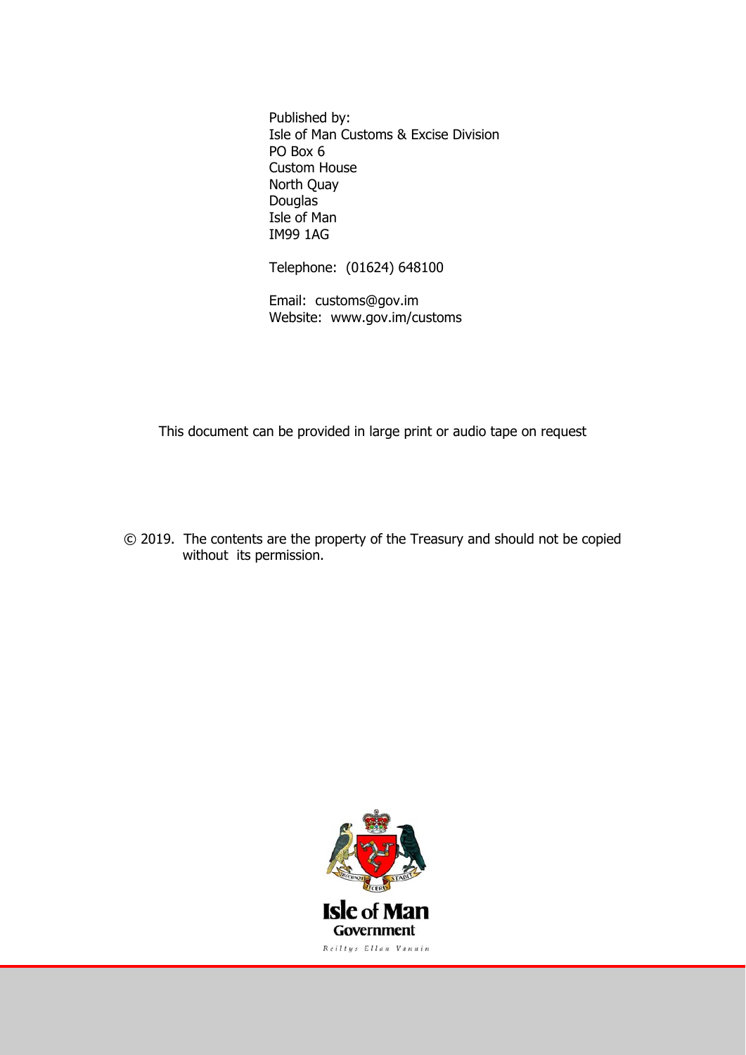Published by:
Isle of Man Customs & Excise Division
PO Box 6
Custom House
North Quay
Douglas
Isle of Man
IM99 1AG

Telephone: (01624) 648100

Email: customs@gov.im
Website: www.gov.im/customs

This document can be provided in large print or audio tape on request

© 2019. The contents are the property of the Treasury and should not be copied without its permission.

Isle of Man Government
Reiltys Ellan Vannin